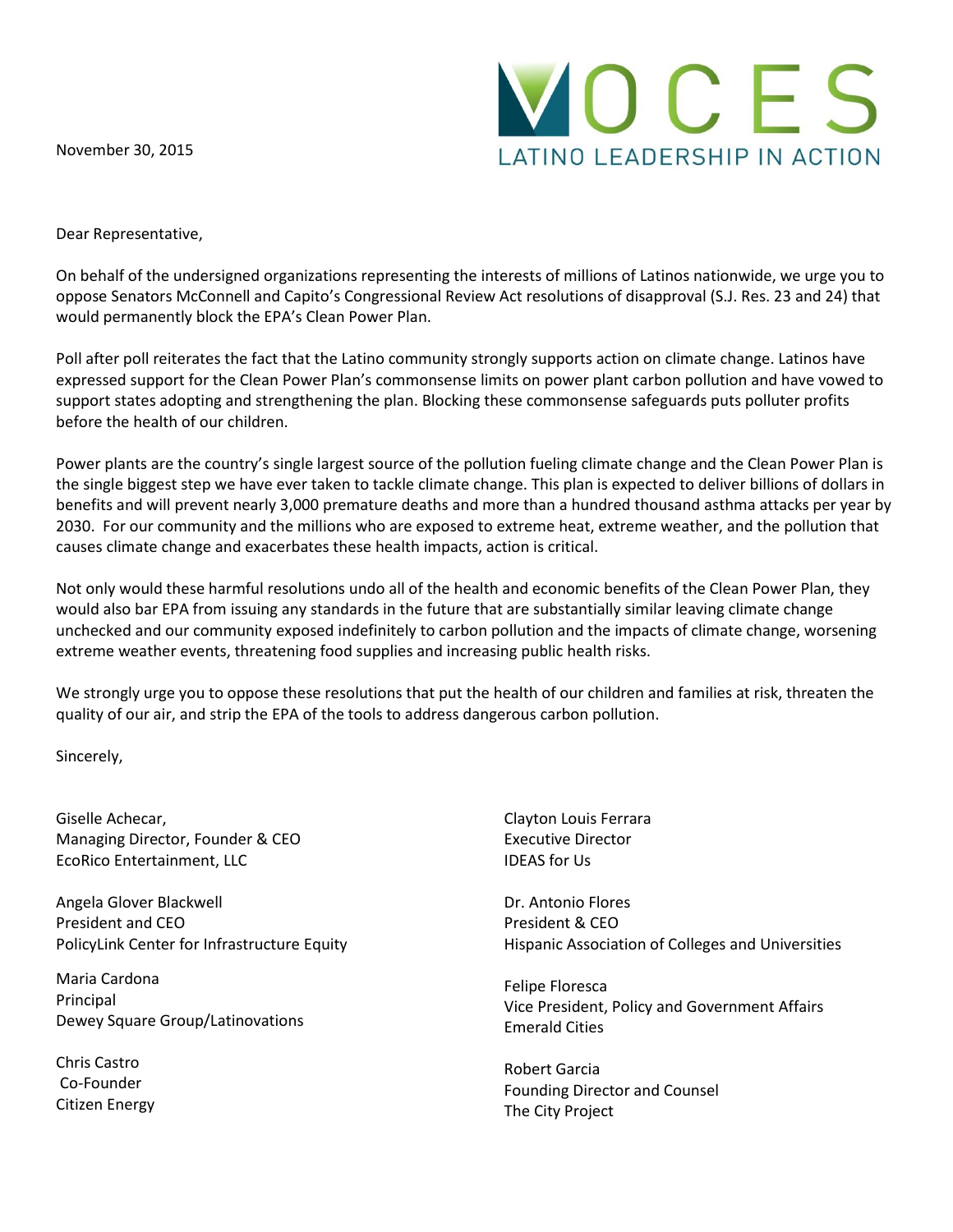November 30, 2015

VOCES
LATINO LEADERSHIP IN ACTION

Dear Representative,

On behalf of the undersigned organizations representing the interests of millions of Latinos nationwide, we urge you to oppose Senators McConnell and Capito's Congressional Review Act resolutions of disapproval (S.J. Res. 23 and 24) that would permanently block the EPA's Clean Power Plan.

Poll after poll reiterates the fact that the Latino community strongly supports action on climate change. Latinos have expressed support for the Clean Power Plan's commonsense limits on power plant carbon pollution and have vowed to support states adopting and strengthening the plan. Blocking these commonsense safeguards puts polluter profits before the health of our children.

Power plants are the country's single largest source of the pollution fueling climate change and the Clean Power Plan is the single biggest step we have ever taken to tackle climate change. This plan is expected to deliver billions of dollars in benefits and will prevent nearly 3,000 premature deaths and more than a hundred thousand asthma attacks per year by 2030. For our community and the millions who are exposed to extreme heat, extreme weather, and the pollution that causes climate change and exacerbates these health impacts, action is critical.

Not only would these harmful resolutions undo all of the health and economic benefits of the Clean Power Plan, they would also bar EPA from issuing any standards in the future that are substantially similar leaving climate change unchecked and our community exposed indefinitely to carbon pollution and the impacts of climate change, worsening extreme weather events, threatening food supplies and increasing public health risks.

We strongly urge you to oppose these resolutions that put the health of our children and families at risk, threaten the quality of our air, and strip the EPA of the tools to address dangerous carbon pollution.

Sincerely,

Giselle Achecar,
Managing Director, Founder & CEO
EcoRico Entertainment, LLC

Angela Glover Blackwell
President and CEO
PolicyLink Center for Infrastructure Equity

Maria Cardona
Principal
Dewey Square Group/Latinovations

Chris Castro
Co-Founder
Citizen Energy

Clayton Louis Ferrara
Executive Director
IDEAS for Us

Dr. Antonio Flores
President & CEO
Hispanic Association of Colleges and Universities

Felipe Floresca
Vice President, Policy and Government Affairs
Emerald Cities

Robert Garcia
Founding Director and Counsel
The City Project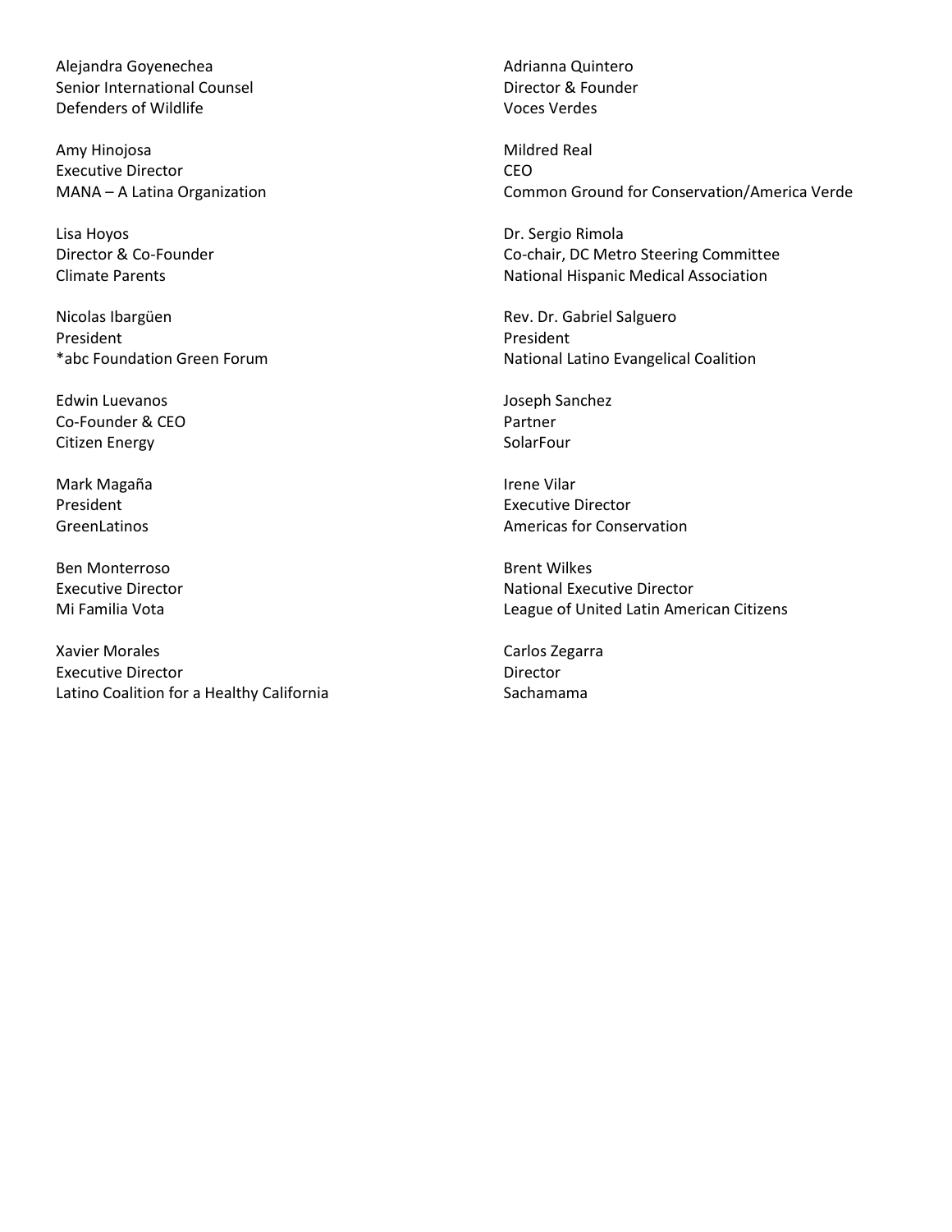Alejandra Goyenechea
Senior International Counsel
Defenders of Wildlife

Amy Hinojosa
Executive Director
MANA – A Latina Organization

Lisa Hoyos
Director & Co-Founder
Climate Parents

Nicolas Ibargüen
President
*abc Foundation Green Forum

Edwin Luevanos
Co-Founder & CEO
Citizen Energy

Mark Magaña
President
GreenLatinos

Ben Monterroso
Executive Director
Mi Familia Vota

Xavier Morales
Executive Director
Latino Coalition for a Healthy California

Adrianna Quintero
Director & Founder
Voces Verdes

Mildred Real
CEO
Common Ground for Conservation/America Verde

Dr. Sergio Rimola
Co-chair, DC Metro Steering Committee
National Hispanic Medical Association

Rev. Dr. Gabriel Salguero
President
National Latino Evangelical Coalition

Joseph Sanchez
Partner
SolarFour

Irene Vilar
Executive Director
Americas for Conservation

Brent Wilkes
National Executive Director
League of United Latin American Citizens

Carlos Zegarra
Director
Sachamama